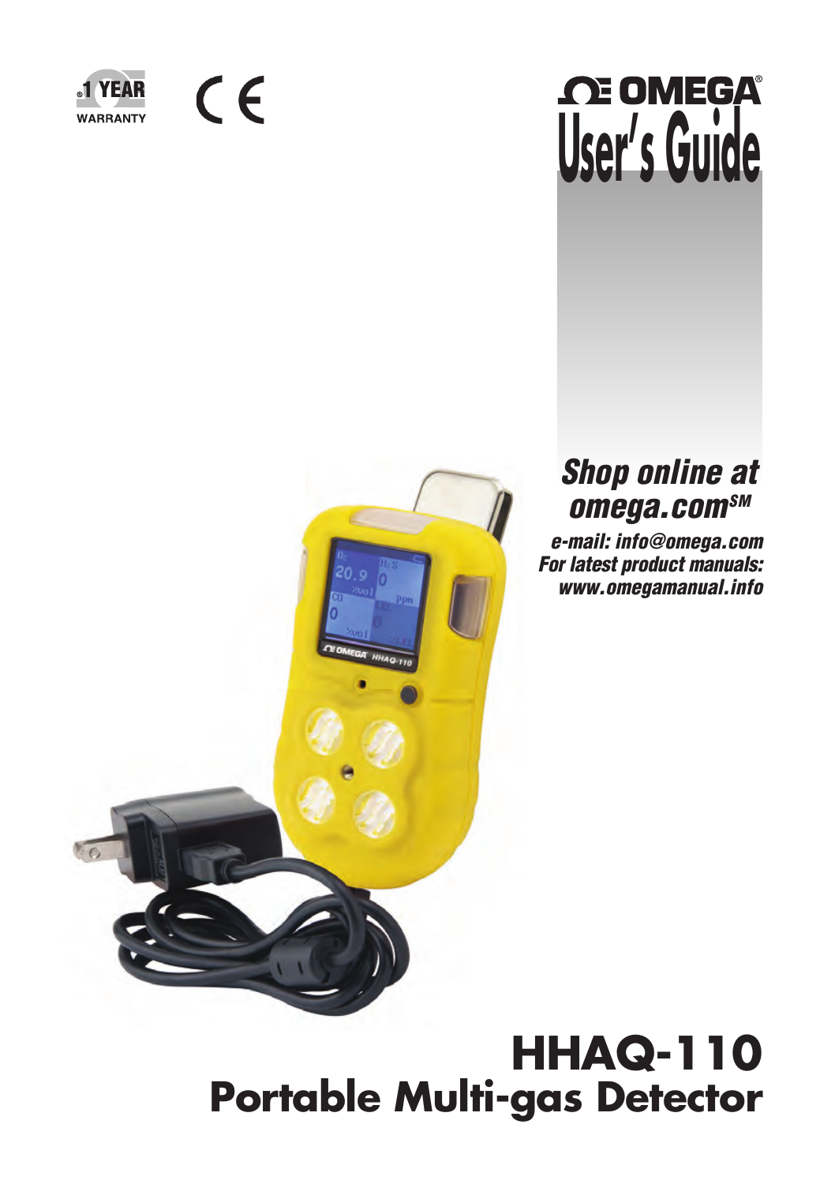1 YEAR WARRANTY

CE

# OMEGA® User's Guide

***Shop online at omega.com℠***

***e-mail: info@omega.com***
***For latest product manuals: www.omegamanual.info***

# HHAQ-110
# Portable Multi-gas Detector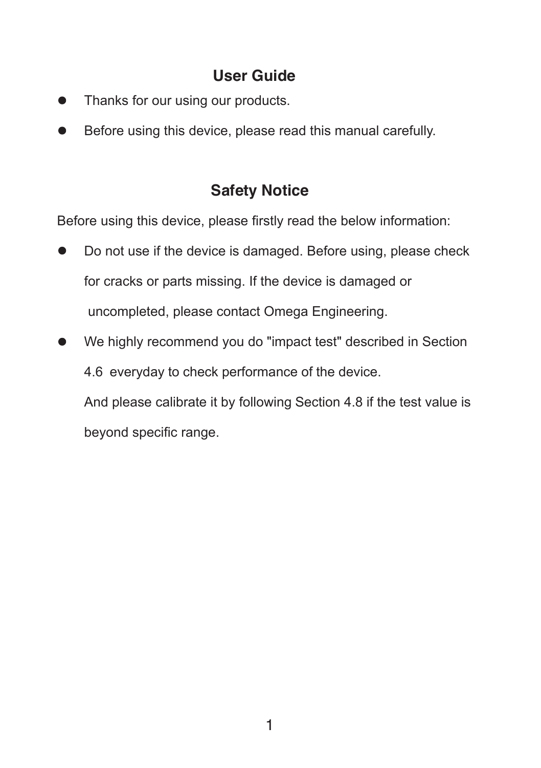## User Guide

- Thanks for our using our products.
- Before using this device, please read this manual carefully.

## Safety Notice

Before using this device, please firstly read the below information:

- Do not use if the device is damaged. Before using, please check for cracks or parts missing. If the device is damaged or uncompleted, please contact Omega Engineering.
- We highly recommend you do "impact test" described in Section 4.6 everyday to check performance of the device.

  And please calibrate it by following Section 4.8 if the test value is beyond specific range.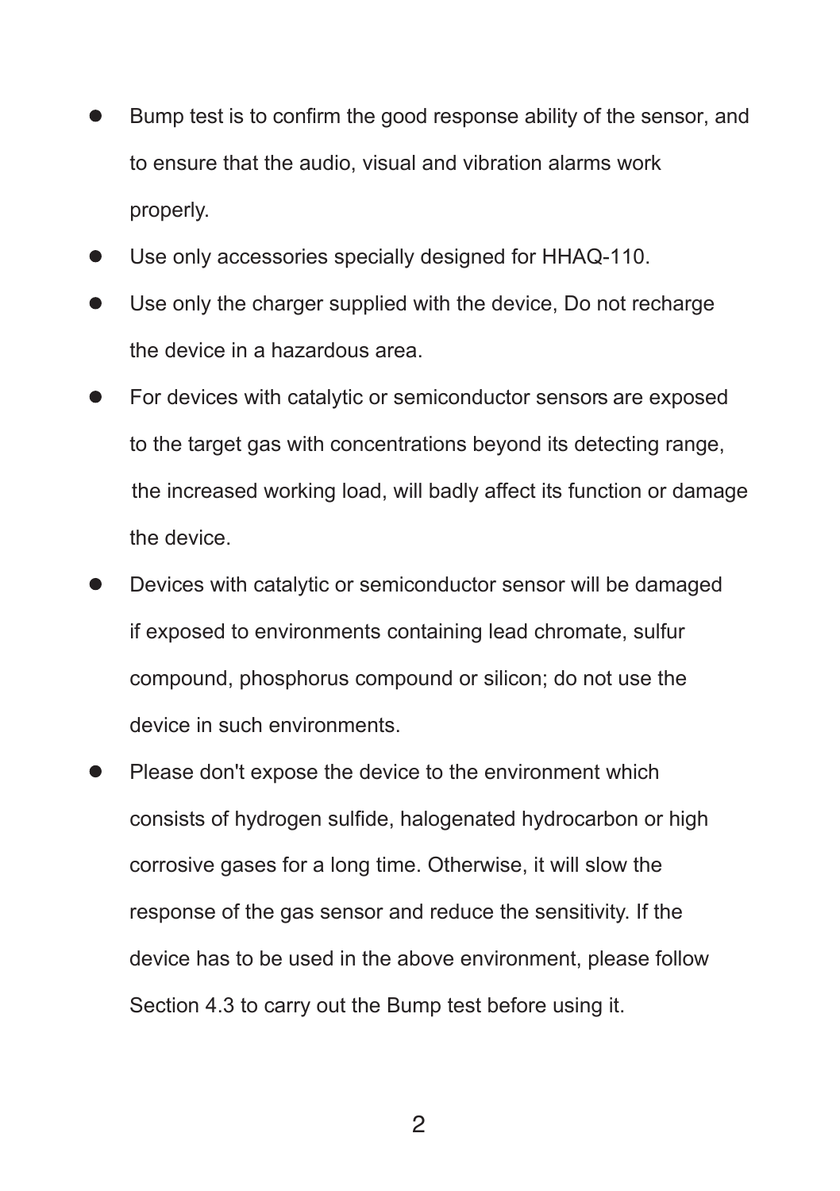- Bump test is to confirm the good response ability of the sensor, and to ensure that the audio, visual and vibration alarms work properly.
- Use only accessories specially designed for HHAQ-110.
- Use only the charger supplied with the device, Do not recharge the device in a hazardous area.
- For devices with catalytic or semiconductor sensors are exposed to the target gas with concentrations beyond its detecting range, the increased working load, will badly affect its function or damage the device.
- Devices with catalytic or semiconductor sensor will be damaged if exposed to environments containing lead chromate, sulfur compound, phosphorus compound or silicon; do not use the device in such environments.
- Please don't expose the device to the environment which consists of hydrogen sulfide, halogenated hydrocarbon or high corrosive gases for a long time. Otherwise, it will slow the response of the gas sensor and reduce the sensitivity. If the device has to be used in the above environment, please follow Section 4.3 to carry out the Bump test before using it.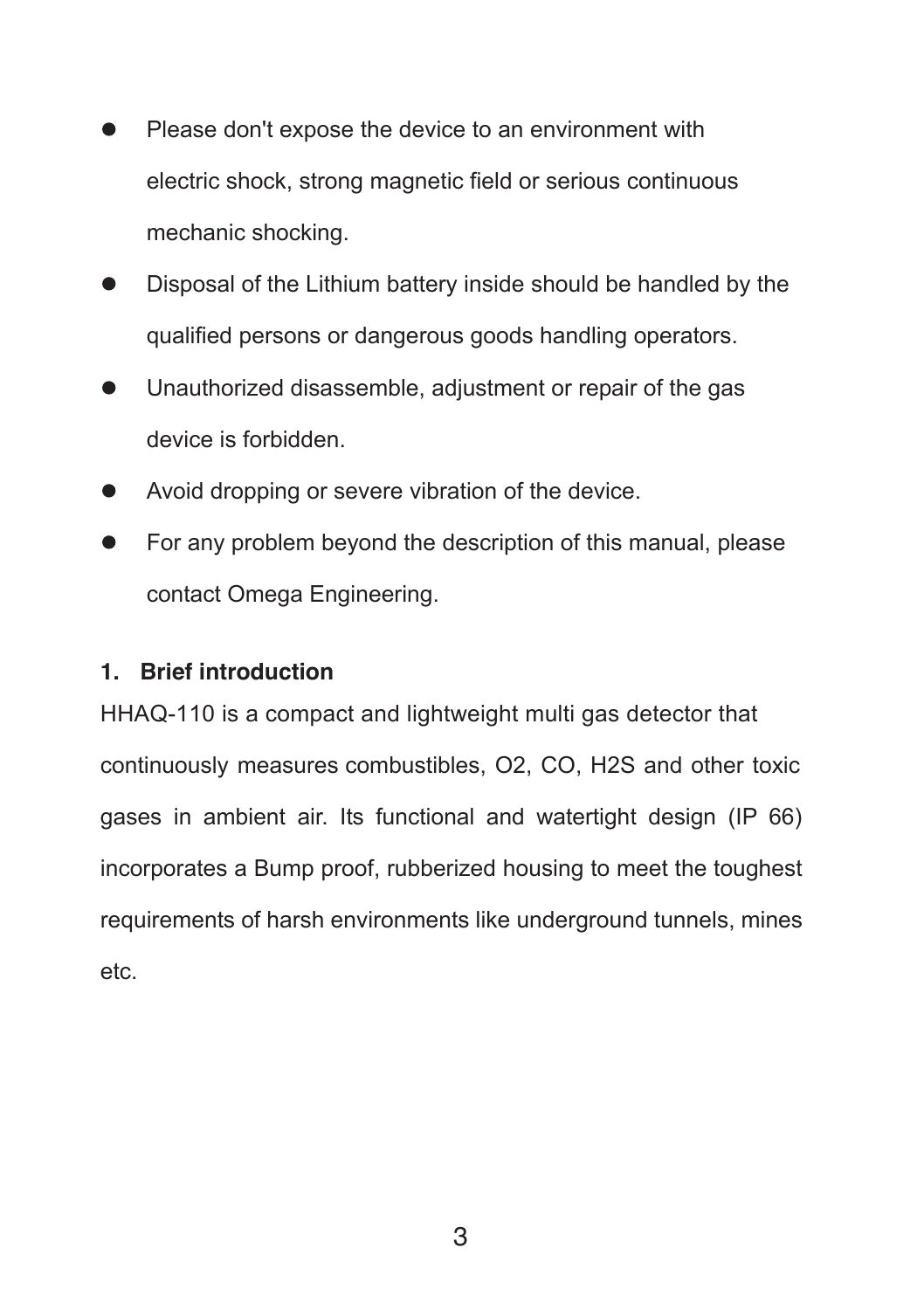- Please don't expose the device to an environment with electric shock, strong magnetic field or serious continuous mechanic shocking.
- Disposal of the Lithium battery inside should be handled by the qualified persons or dangerous goods handling operators.
- Unauthorized disassemble, adjustment or repair of the gas device is forbidden.
- Avoid dropping or severe vibration of the device.
- For any problem beyond the description of this manual, please contact Omega Engineering.

## 1. Brief introduction

HHAQ-110 is a compact and lightweight multi gas detector that continuously measures combustibles, $O_2$, CO, $H_2S$ and other toxic gases in ambient air. Its functional and watertight design (IP 66) incorporates a Bump proof, rubberized housing to meet the toughest requirements of harsh environments like underground tunnels, mines etc.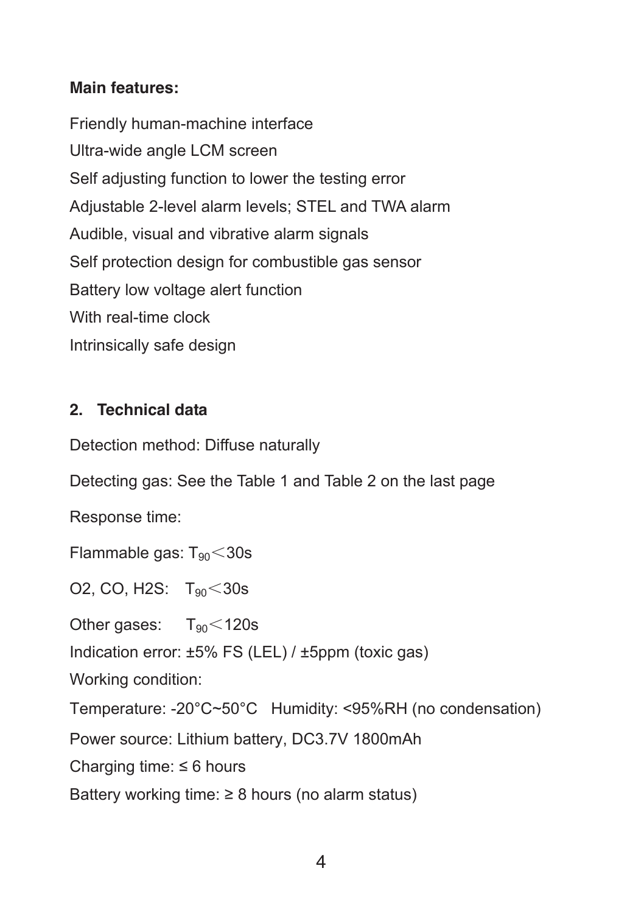**Main features:**

Friendly human-machine interface

Ultra-wide angle LCM screen

Self adjusting function to lower the testing error

Adjustable 2-level alarm levels; STEL and TWA alarm

Audible, visual and vibrative alarm signals

Self protection design for combustible gas sensor

Battery low voltage alert function

With real-time clock

Intrinsically safe design

## 2. Technical data

Detection method: Diffuse naturally

Detecting gas: See the Table 1 and Table 2 on the last page

Response time:

Flammable gas: $T_{90} < 30s$

O2, CO, H2S: $T_{90} < 30s$

Other gases: $T_{90} < 120s$

Indication error: ±5% FS (LEL) / ±5ppm (toxic gas)

Working condition:

Temperature: -20°C~50°C Humidity: <95%RH (no condensation)

Power source: Lithium battery, DC3.7V 1800mAh

Charging time: ≤ 6 hours

Battery working time: ≥ 8 hours (no alarm status)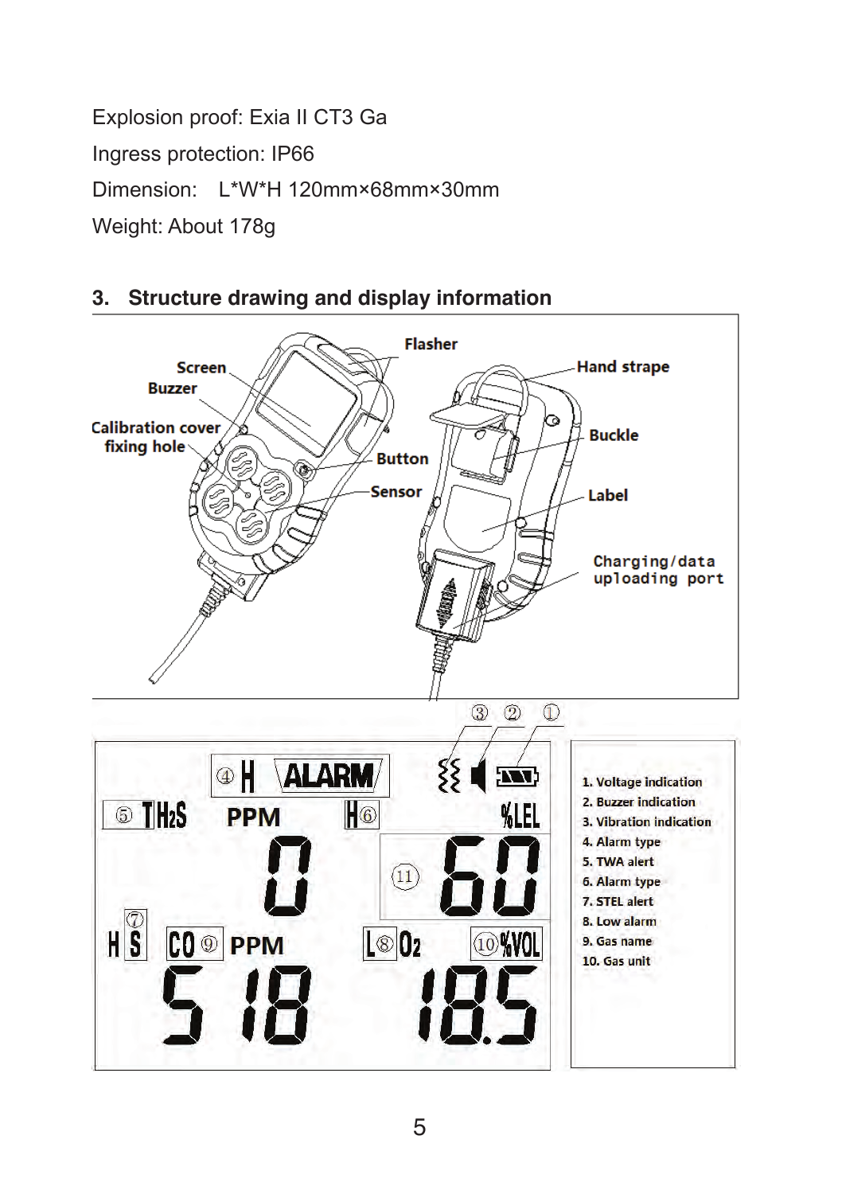Explosion proof: Exia II CT3 Ga

Ingress protection: IP66

Dimension: L*W*H 120mm×68mm×30mm

Weight: About 178g

## 3. Structure drawing and display information

1. Voltage indication
2. Buzzer indication
3. Vibration indication
4. Alarm type
5. TWA alert
6. Alarm type
7. STEL alert
8. Low alarm
9. Gas name
10. Gas unit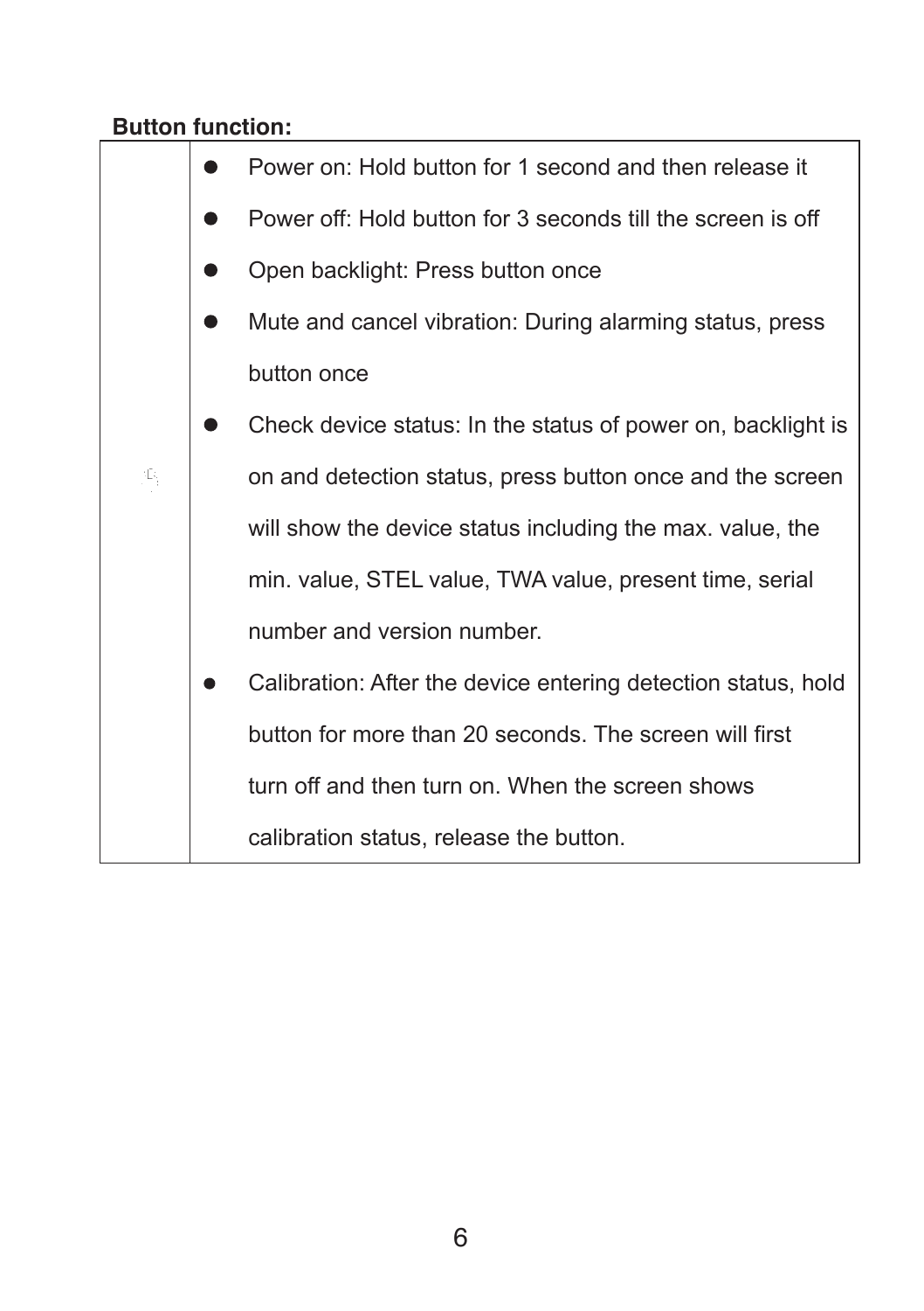**Button function:**

| | |
|---|---|
| | • Power on: Hold button for 1 second and then release it<br>• Power off: Hold button for 3 seconds till the screen is off<br>• Open backlight: Press button once<br>• Mute and cancel vibration: During alarming status, press button once<br>• Check device status: In the status of power on, backlight is on and detection status, press button once and the screen will show the device status including the max. value, the min. value, STEL value, TWA value, present time, serial number and version number.<br>• Calibration: After the device entering detection status, hold button for more than 20 seconds. The screen will first turn off and then turn on. When the screen shows calibration status, release the button. |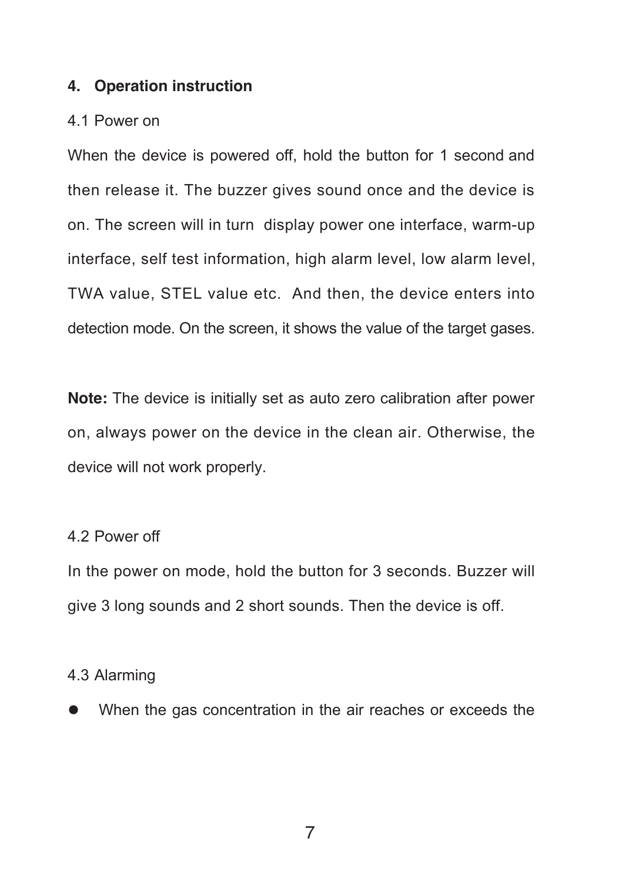## 4. Operation instruction

### 4.1 Power on

When the device is powered off, hold the button for 1 second and then release it. The buzzer gives sound once and the device is on. The screen will in turn display power one interface, warm-up interface, self test information, high alarm level, low alarm level, TWA value, STEL value etc. And then, the device enters into detection mode. On the screen, it shows the value of the target gases.

**Note:** The device is initially set as auto zero calibration after power on, always power on the device in the clean air. Otherwise, the device will not work properly.

### 4.2 Power off

In the power on mode, hold the button for 3 seconds. Buzzer will give 3 long sounds and 2 short sounds. Then the device is off.

### 4.3 Alarming

- When the gas concentration in the air reaches or exceeds the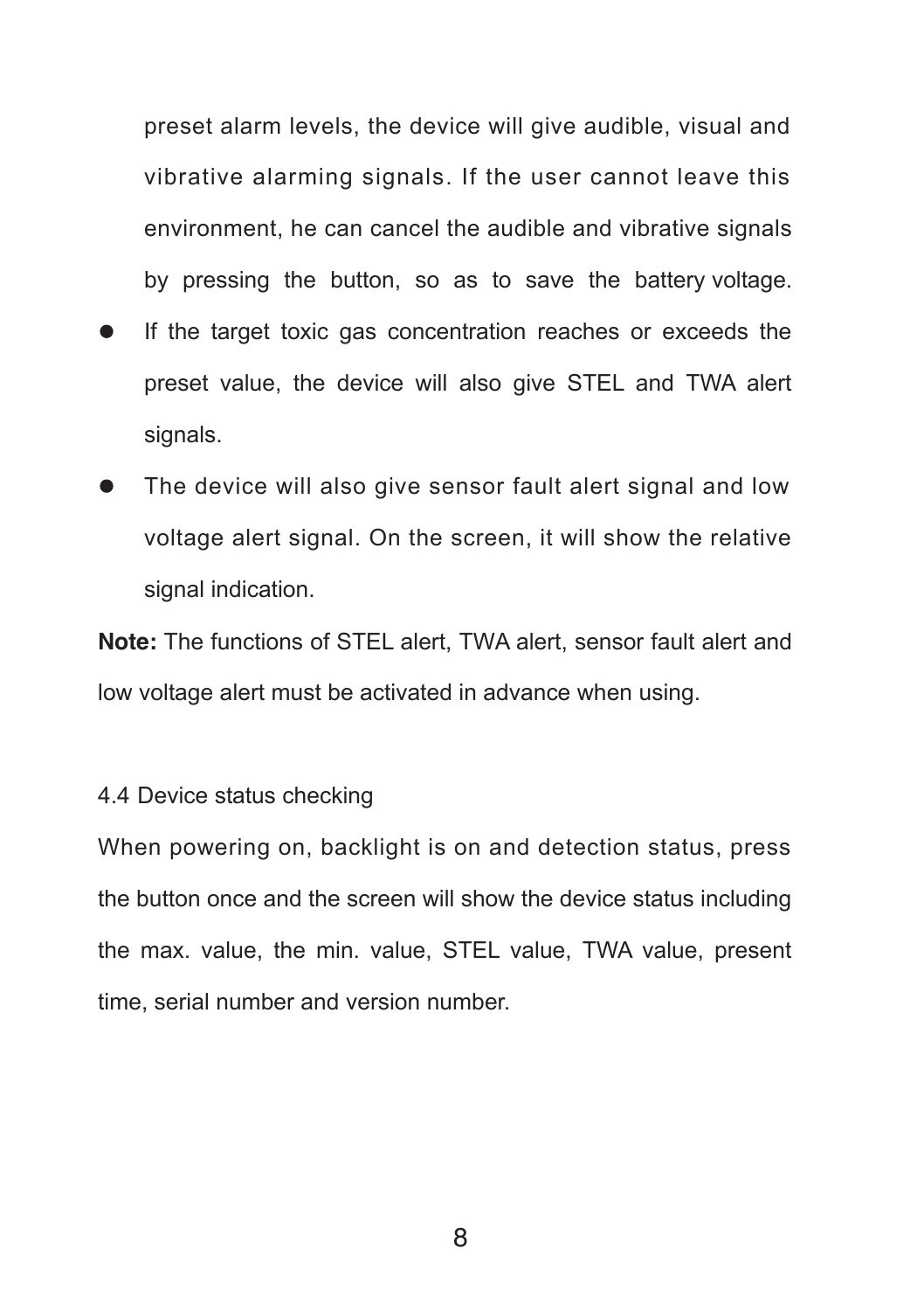preset alarm levels, the device will give audible, visual and vibrative alarming signals. If the user cannot leave this environment, he can cancel the audible and vibrative signals by pressing the button, so as to save the battery voltage.

- If the target toxic gas concentration reaches or exceeds the preset value, the device will also give STEL and TWA alert signals.
- The device will also give sensor fault alert signal and low voltage alert signal. On the screen, it will show the relative signal indication.

**Note:** The functions of STEL alert, TWA alert, sensor fault alert and low voltage alert must be activated in advance when using.

### 4.4 Device status checking

When powering on, backlight is on and detection status, press the button once and the screen will show the device status including the max. value, the min. value, STEL value, TWA value, present time, serial number and version number.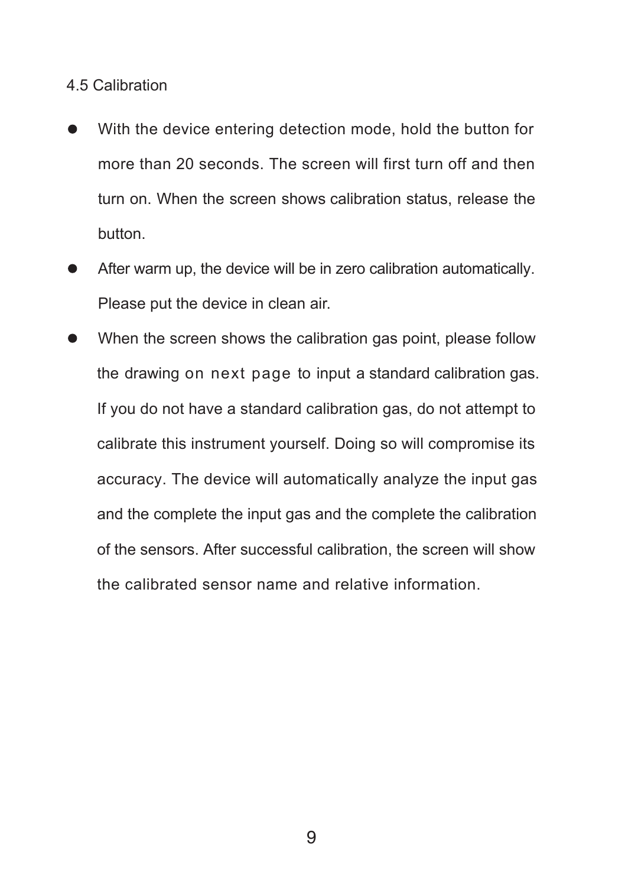## 4.5 Calibration

- With the device entering detection mode, hold the button for more than 20 seconds. The screen will first turn off and then turn on. When the screen shows calibration status, release the button.
- After warm up, the device will be in zero calibration automatically. Please put the device in clean air.
- When the screen shows the calibration gas point, please follow the drawing on next page to input a standard calibration gas. If you do not have a standard calibration gas, do not attempt to calibrate this instrument yourself. Doing so will compromise its accuracy. The device will automatically analyze the input gas and the complete the input gas and the complete the calibration of the sensors. After successful calibration, the screen will show the calibrated sensor name and relative information.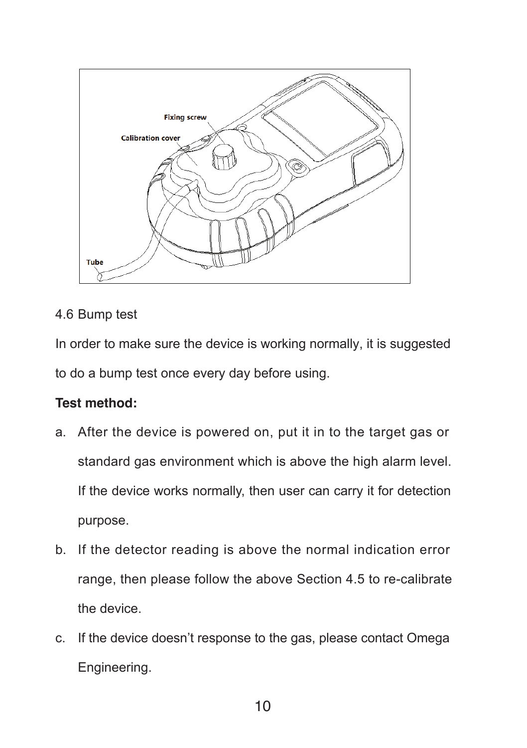## 4.6 Bump test

In order to make sure the device is working normally, it is suggested to do a bump test once every day before using.

**Test method:**

a. After the device is powered on, put it in to the target gas or standard gas environment which is above the high alarm level. If the device works normally, then user can carry it for detection purpose.

b. If the detector reading is above the normal indication error range, then please follow the above Section 4.5 to re-calibrate the device.

c. If the device doesn't response to the gas, please contact Omega Engineering.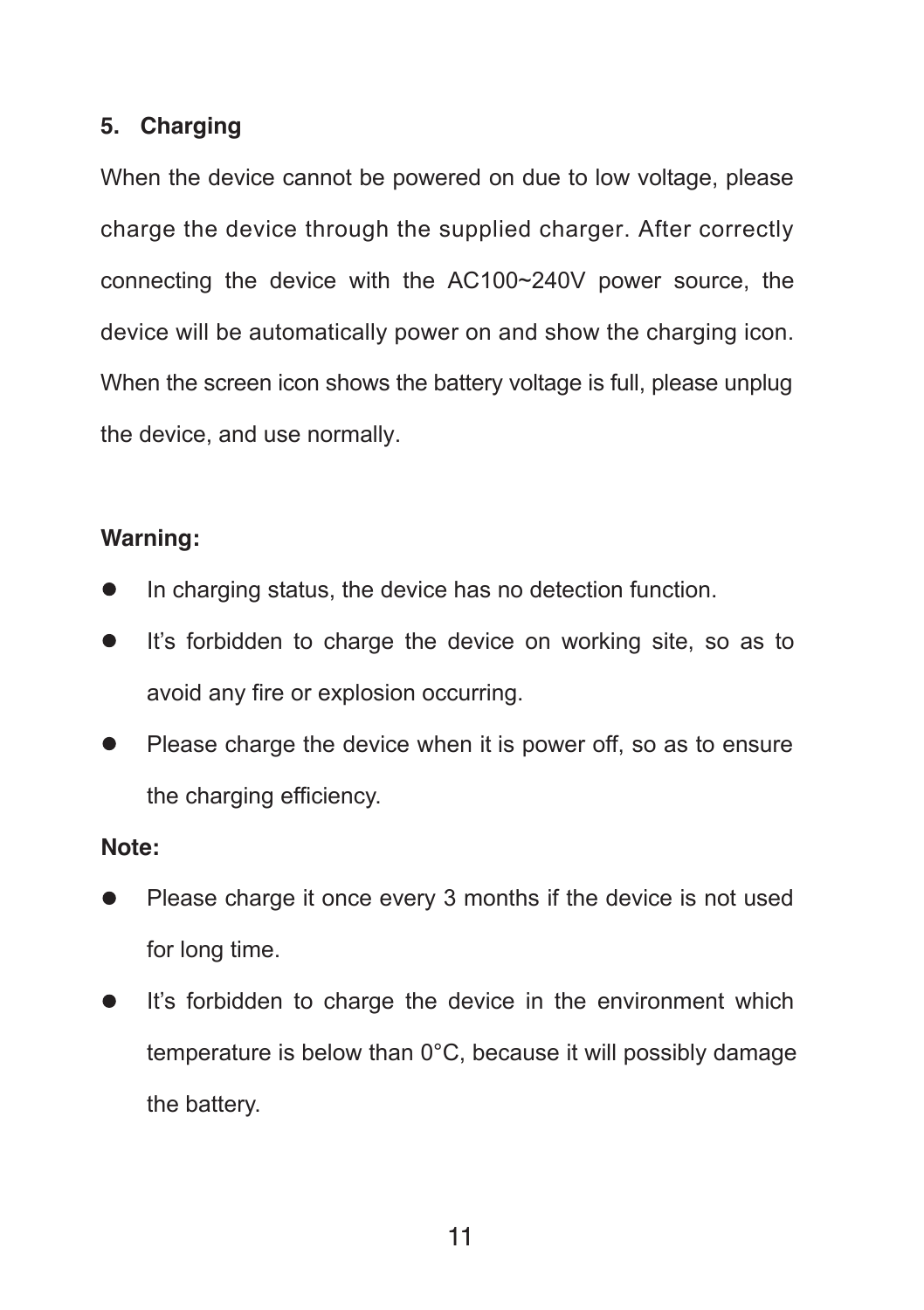## 5. Charging

When the device cannot be powered on due to low voltage, please charge the device through the supplied charger. After correctly connecting the device with the AC100~240V power source, the device will be automatically power on and show the charging icon. When the screen icon shows the battery voltage is full, please unplug the device, and use normally.

**Warning:**

- In charging status, the device has no detection function.
- It's forbidden to charge the device on working site, so as to avoid any fire or explosion occurring.
- Please charge the device when it is power off, so as to ensure the charging efficiency.

**Note:**

- Please charge it once every 3 months if the device is not used for long time.
- It's forbidden to charge the device in the environment which temperature is below than 0°C, because it will possibly damage the battery.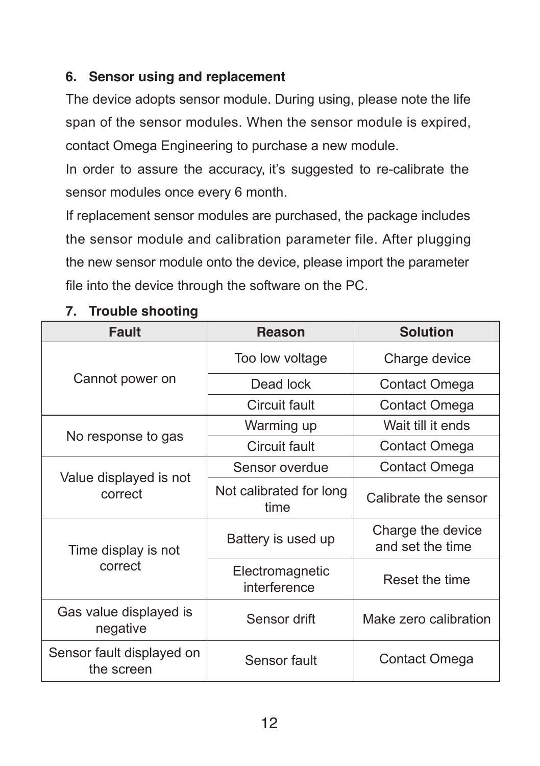## 6. Sensor using and replacement

The device adopts sensor module. During using, please note the life span of the sensor modules. When the sensor module is expired, contact Omega Engineering to purchase a new module.

In order to assure the accuracy, it's suggested to re-calibrate the sensor modules once every 6 month.

If replacement sensor modules are purchased, the package includes the sensor module and calibration parameter file. After plugging the new sensor module onto the device, please import the parameter file into the device through the software on the PC.

## 7. Trouble shooting

| Fault | Reason | Solution |
|---|---|---|
| Cannot power on | Too low voltage | Charge device |
| | Dead lock | Contact Omega |
| | Circuit fault | Contact Omega |
| No response to gas | Warming up | Wait till it ends |
| | Circuit fault | Contact Omega |
| Value displayed is not correct | Sensor overdue | Contact Omega |
| | Not calibrated for long time | Calibrate the sensor |
| Time display is not correct | Battery is used up | Charge the device and set the time |
| | Electromagnetic interference | Reset the time |
| Gas value displayed is negative | Sensor drift | Make zero calibration |
| Sensor fault displayed on the screen | Sensor fault | Contact Omega |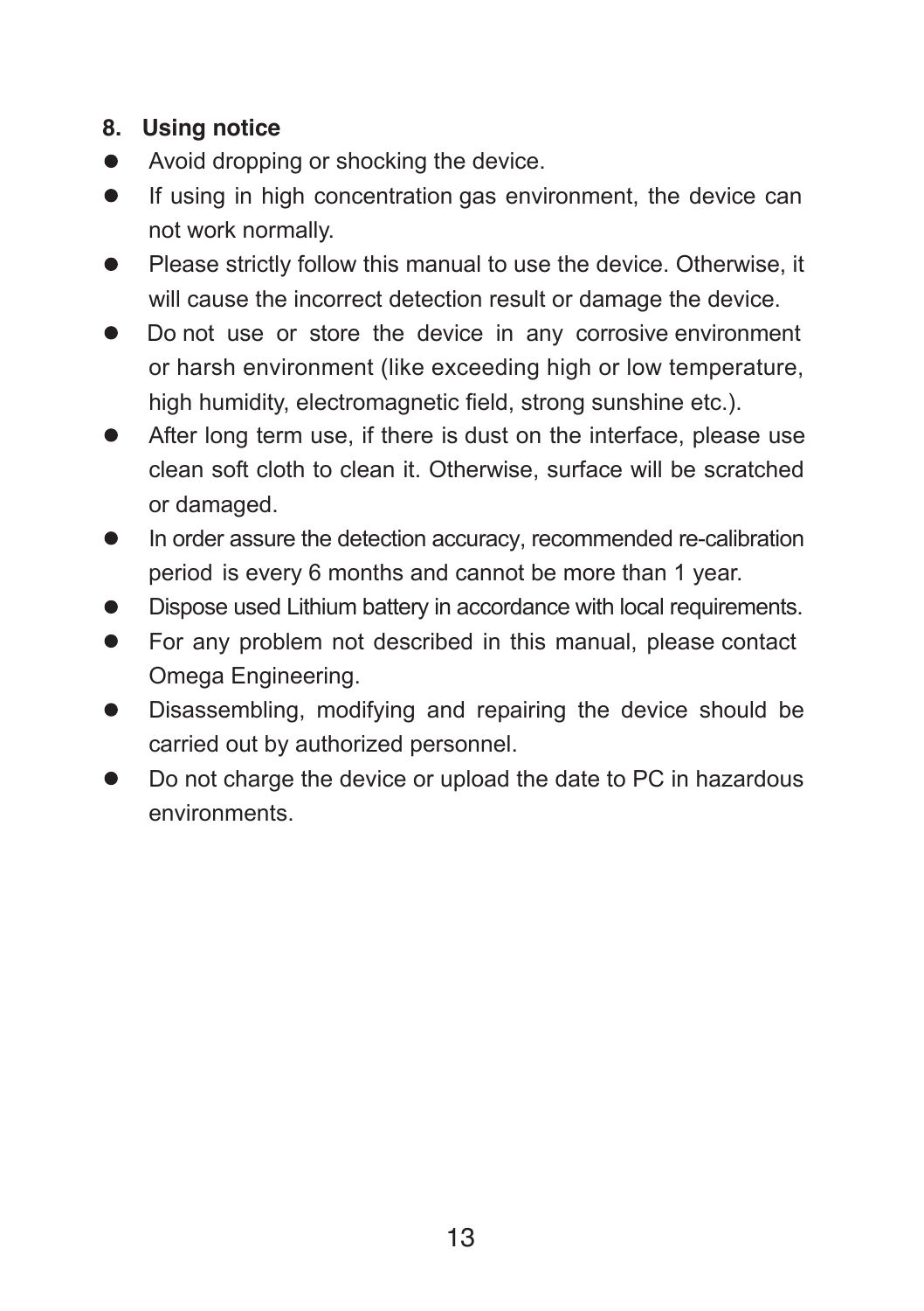## 8. Using notice

- Avoid dropping or shocking the device.
- If using in high concentration gas environment, the device can not work normally.
- Please strictly follow this manual to use the device. Otherwise, it will cause the incorrect detection result or damage the device.
- Do not use or store the device in any corrosive environment or harsh environment (like exceeding high or low temperature, high humidity, electromagnetic field, strong sunshine etc.).
- After long term use, if there is dust on the interface, please use clean soft cloth to clean it. Otherwise, surface will be scratched or damaged.
- In order assure the detection accuracy, recommended re-calibration period is every 6 months and cannot be more than 1 year.
- Dispose used Lithium battery in accordance with local requirements.
- For any problem not described in this manual, please contact Omega Engineering.
- Disassembling, modifying and repairing the device should be carried out by authorized personnel.
- Do not charge the device or upload the date to PC in hazardous environments.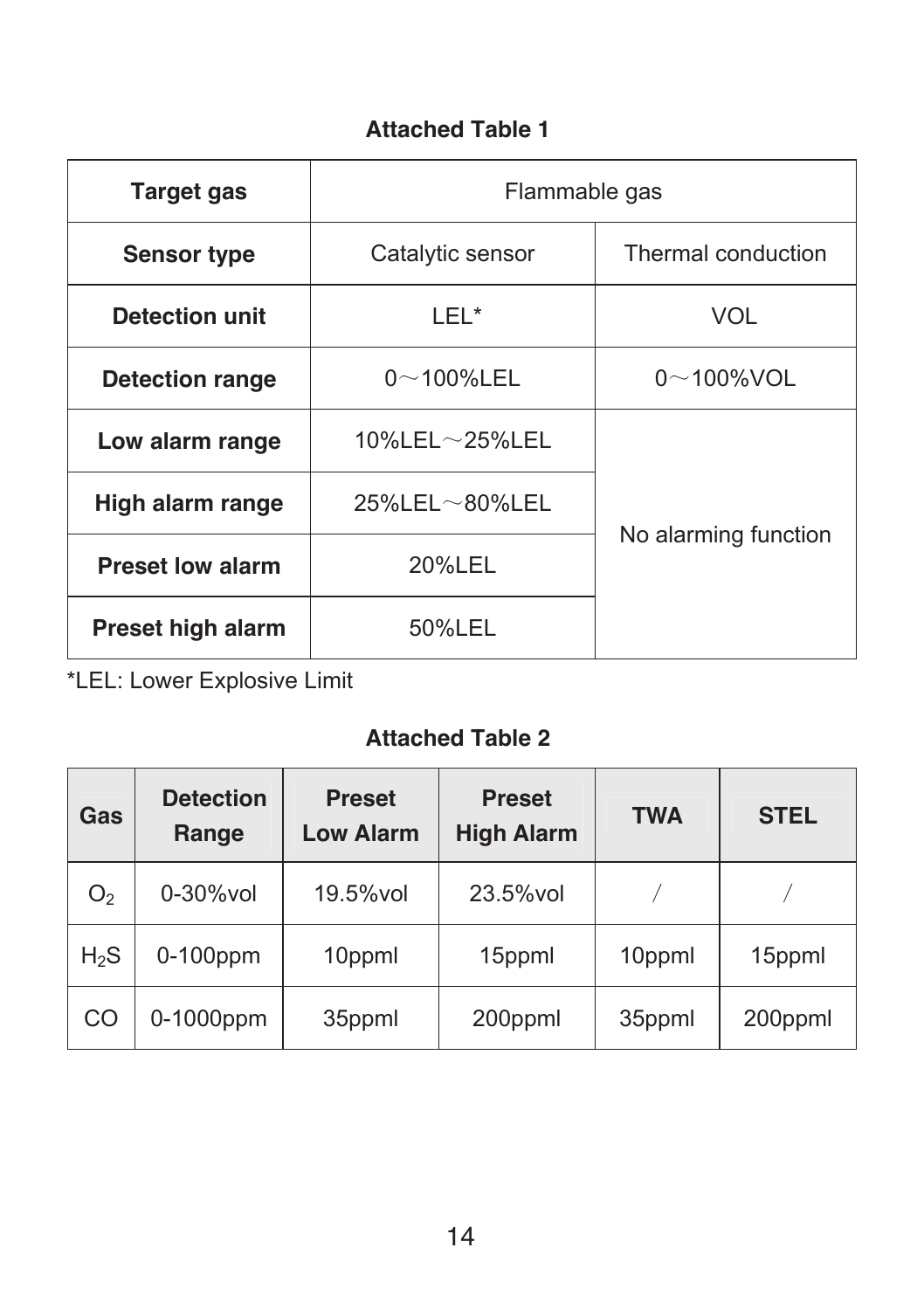**Attached Table 1**

| Target gas | Flammable gas | |
|---|---|---|
| Sensor type | Catalytic sensor | Thermal conduction |
| Detection unit | LEL* | VOL |
| Detection range | 0～100%LEL | 0～100%VOL |
| Low alarm range | 10%LEL～25%LEL | No alarming function |
| High alarm range | 25%LEL～80%LEL | |
| Preset low alarm | 20%LEL | |
| Preset high alarm | 50%LEL | |

*LEL: Lower Explosive Limit

**Attached Table 2**

| Gas | Detection Range | Preset Low Alarm | Preset High Alarm | TWA | STEL |
|---|---|---|---|---|---|
| $O_2$ | 0-30%vol | 19.5%vol | 23.5%vol | / | / |
| $H_2S$ | 0-100ppm | 10ppml | 15ppml | 10ppml | 15ppml |
| CO | 0-1000ppm | 35ppml | 200ppml | 35ppml | 200ppml |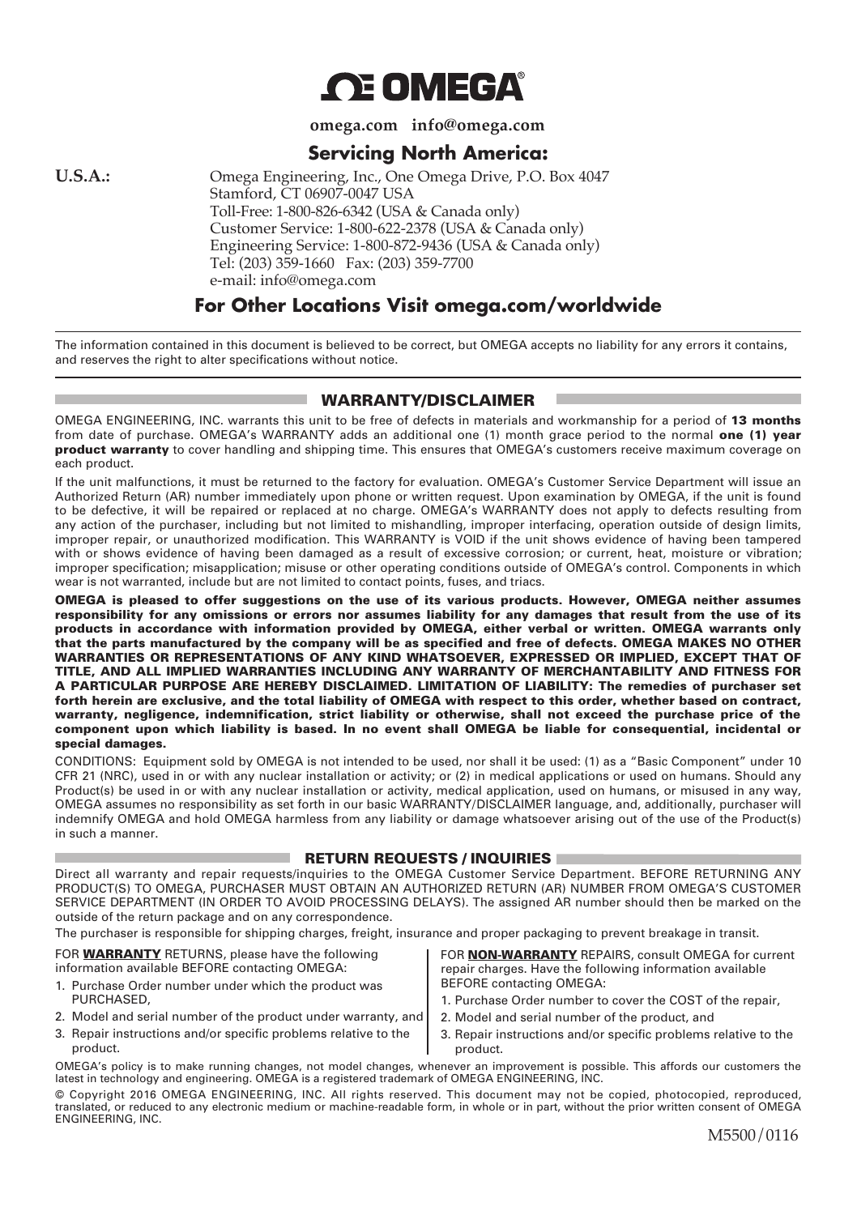# OMEGA

**omega.com info@omega.com**

## Servicing North America:

**U.S.A.:** Omega Engineering, Inc., One Omega Drive, P.O. Box 4047
Stamford, CT 06907-0047 USA
Toll-Free: 1-800-826-6342 (USA & Canada only)
Customer Service: 1-800-622-2378 (USA & Canada only)
Engineering Service: 1-800-872-9436 (USA & Canada only)
Tel: (203) 359-1660 Fax: (203) 359-7700
e-mail: info@omega.com

## For Other Locations Visit omega.com/worldwide

The information contained in this document is believed to be correct, but OMEGA accepts no liability for any errors it contains, and reserves the right to alter specifications without notice.

## WARRANTY/DISCLAIMER

OMEGA ENGINEERING, INC. warrants this unit to be free of defects in materials and workmanship for a period of **13 months** from date of purchase. OMEGA's WARRANTY adds an additional one (1) month grace period to the normal **one (1) year product warranty** to cover handling and shipping time. This ensures that OMEGA's customers receive maximum coverage on each product.

If the unit malfunctions, it must be returned to the factory for evaluation. OMEGA's Customer Service Department will issue an Authorized Return (AR) number immediately upon phone or written request. Upon examination by OMEGA, if the unit is found to be defective, it will be repaired or replaced at no charge. OMEGA's WARRANTY does not apply to defects resulting from any action of the purchaser, including but not limited to mishandling, improper interfacing, operation outside of design limits, improper repair, or unauthorized modification. This WARRANTY is VOID if the unit shows evidence of having been tampered with or shows evidence of having been damaged as a result of excessive corrosion; or current, heat, moisture or vibration; improper specification; misapplication; misuse or other operating conditions outside of OMEGA's control. Components in which wear is not warranted, include but are not limited to contact points, fuses, and triacs.

**OMEGA is pleased to offer suggestions on the use of its various products. However, OMEGA neither assumes responsibility for any omissions or errors nor assumes liability for any damages that result from the use of its products in accordance with information provided by OMEGA, either verbal or written. OMEGA warrants only that the parts manufactured by the company will be as specified and free of defects. OMEGA MAKES NO OTHER WARRANTIES OR REPRESENTATIONS OF ANY KIND WHATSOEVER, EXPRESSED OR IMPLIED, EXCEPT THAT OF TITLE, AND ALL IMPLIED WARRANTIES INCLUDING ANY WARRANTY OF MERCHANTABILITY AND FITNESS FOR A PARTICULAR PURPOSE ARE HEREBY DISCLAIMED. LIMITATION OF LIABILITY: The remedies of purchaser set forth herein are exclusive, and the total liability of OMEGA with respect to this order, whether based on contract, warranty, negligence, indemnification, strict liability or otherwise, shall not exceed the purchase price of the component upon which liability is based. In no event shall OMEGA be liable for consequential, incidental or special damages.**

CONDITIONS: Equipment sold by OMEGA is not intended to be used, nor shall it be used: (1) as a "Basic Component" under 10 CFR 21 (NRC), used in or with any nuclear installation or activity; or (2) in medical applications or used on humans. Should any Product(s) be used in or with any nuclear installation or activity, medical application, used on humans, or misused in any way, OMEGA assumes no responsibility as set forth in our basic WARRANTY/DISCLAIMER language, and, additionally, purchaser will indemnify OMEGA and hold OMEGA harmless from any liability or damage whatsoever arising out of the use of the Product(s) in such a manner.

## RETURN REQUESTS / INQUIRIES

Direct all warranty and repair requests/inquiries to the OMEGA Customer Service Department. BEFORE RETURNING ANY PRODUCT(S) TO OMEGA, PURCHASER MUST OBTAIN AN AUTHORIZED RETURN (AR) NUMBER FROM OMEGA'S CUSTOMER SERVICE DEPARTMENT (IN ORDER TO AVOID PROCESSING DELAYS). The assigned AR number should then be marked on the outside of the return package and on any correspondence.

The purchaser is responsible for shipping charges, freight, insurance and proper packaging to prevent breakage in transit.

FOR **WARRANTY** RETURNS, please have the following information available BEFORE contacting OMEGA:

1. Purchase Order number under which the product was PURCHASED,
2. Model and serial number of the product under warranty, and
3. Repair instructions and/or specific problems relative to the product.

FOR **NON-WARRANTY** REPAIRS, consult OMEGA for current repair charges. Have the following information available BEFORE contacting OMEGA:

1. Purchase Order number to cover the COST of the repair,
2. Model and serial number of the product, and
3. Repair instructions and/or specific problems relative to the product.

OMEGA's policy is to make running changes, not model changes, whenever an improvement is possible. This affords our customers the latest in technology and engineering. OMEGA is a registered trademark of OMEGA ENGINEERING, INC.

© Copyright 2016 OMEGA ENGINEERING, INC. All rights reserved. This document may not be copied, photocopied, reproduced, translated, or reduced to any electronic medium or machine-readable form, in whole or in part, without the prior written consent of OMEGA ENGINEERING, INC.

M5500/0116